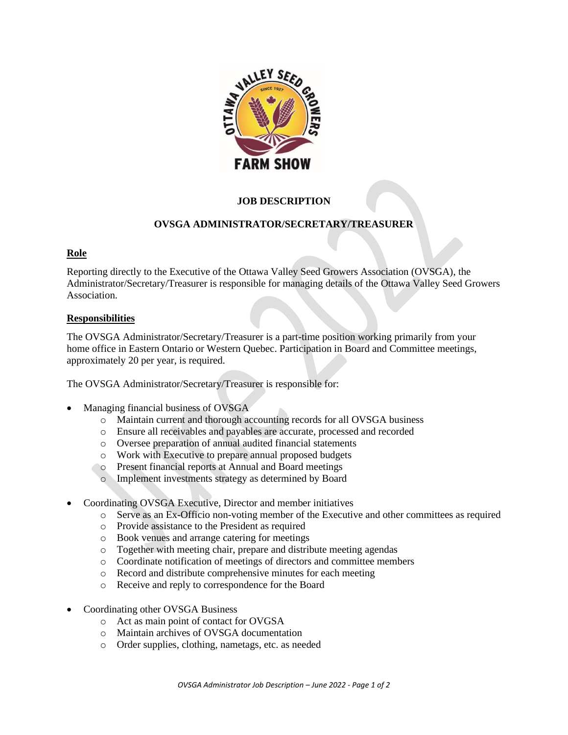**JOB DESCRIPTION**

**OVSGA ADMINISTRATOR/SECRETARY/TREASURER**

## Role

Reporting directly to the Executive of the Ottawa Valley Seed Growers Association (OVSGA), the Administrator/Secretary/Treasurer is responsible for managing details of the Ottawa Valley Seed Growers Association.

## Responsibilities

The OVSGA Administrator/Secretary/Treasurer is a part-time position working primarily from your home office in Eastern Ontario or Western Quebec. Participation in Board and Committee meetings, approximately 20 per year, is required.

The OVSGA Administrator/Secretary/Treasurer is responsible for:

- Managing financial business of OVSGA
  - Maintain current and thorough accounting records for all OVSGA business
  - Ensure all receivables and payables are accurate, processed and recorded
  - Oversee preparation of annual audited financial statements
  - Work with Executive to prepare annual proposed budgets
  - Present financial reports at Annual and Board meetings
  - Implement investments strategy as determined by Board
- Coordinating OVSGA Executive, Director and member initiatives
  - Serve as an Ex-Officio non-voting member of the Executive and other committees as required
  - Provide assistance to the President as required
  - Book venues and arrange catering for meetings
  - Together with meeting chair, prepare and distribute meeting agendas
  - Coordinate notification of meetings of directors and committee members
  - Record and distribute comprehensive minutes for each meeting
  - Receive and reply to correspondence for the Board
- Coordinating other OVSGA Business
  - Act as main point of contact for OVGSA
  - Maintain archives of OVSGA documentation
  - Order supplies, clothing, nametags, etc. as needed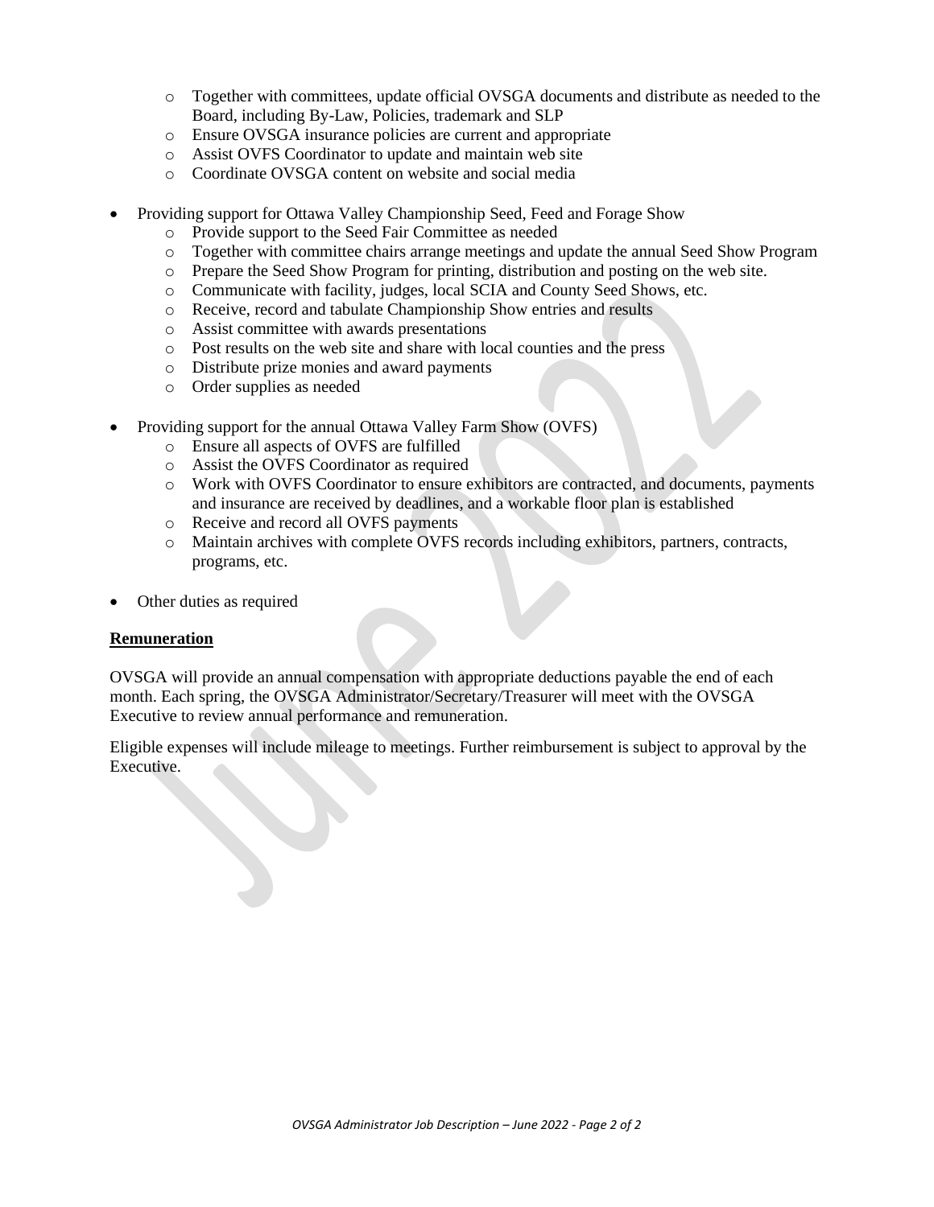- Together with committees, update official OVSGA documents and distribute as needed to the Board, including By-Law, Policies, trademark and SLP
  - Ensure OVSGA insurance policies are current and appropriate
  - Assist OVFS Coordinator to update and maintain web site
  - Coordinate OVSGA content on website and social media

- Providing support for Ottawa Valley Championship Seed, Feed and Forage Show
  - Provide support to the Seed Fair Committee as needed
  - Together with committee chairs arrange meetings and update the annual Seed Show Program
  - Prepare the Seed Show Program for printing, distribution and posting on the web site.
  - Communicate with facility, judges, local SCIA and County Seed Shows, etc.
  - Receive, record and tabulate Championship Show entries and results
  - Assist committee with awards presentations
  - Post results on the web site and share with local counties and the press
  - Distribute prize monies and award payments
  - Order supplies as needed

- Providing support for the annual Ottawa Valley Farm Show (OVFS)
  - Ensure all aspects of OVFS are fulfilled
  - Assist the OVFS Coordinator as required
  - Work with OVFS Coordinator to ensure exhibitors are contracted, and documents, payments and insurance are received by deadlines, and a workable floor plan is established
  - Receive and record all OVFS payments
  - Maintain archives with complete OVFS records including exhibitors, partners, contracts, programs, etc.

- Other duties as required

## Remuneration

OVSGA will provide an annual compensation with appropriate deductions payable the end of each month. Each spring, the OVSGA Administrator/Secretary/Treasurer will meet with the OVSGA Executive to review annual performance and remuneration.

Eligible expenses will include mileage to meetings. Further reimbursement is subject to approval by the Executive.